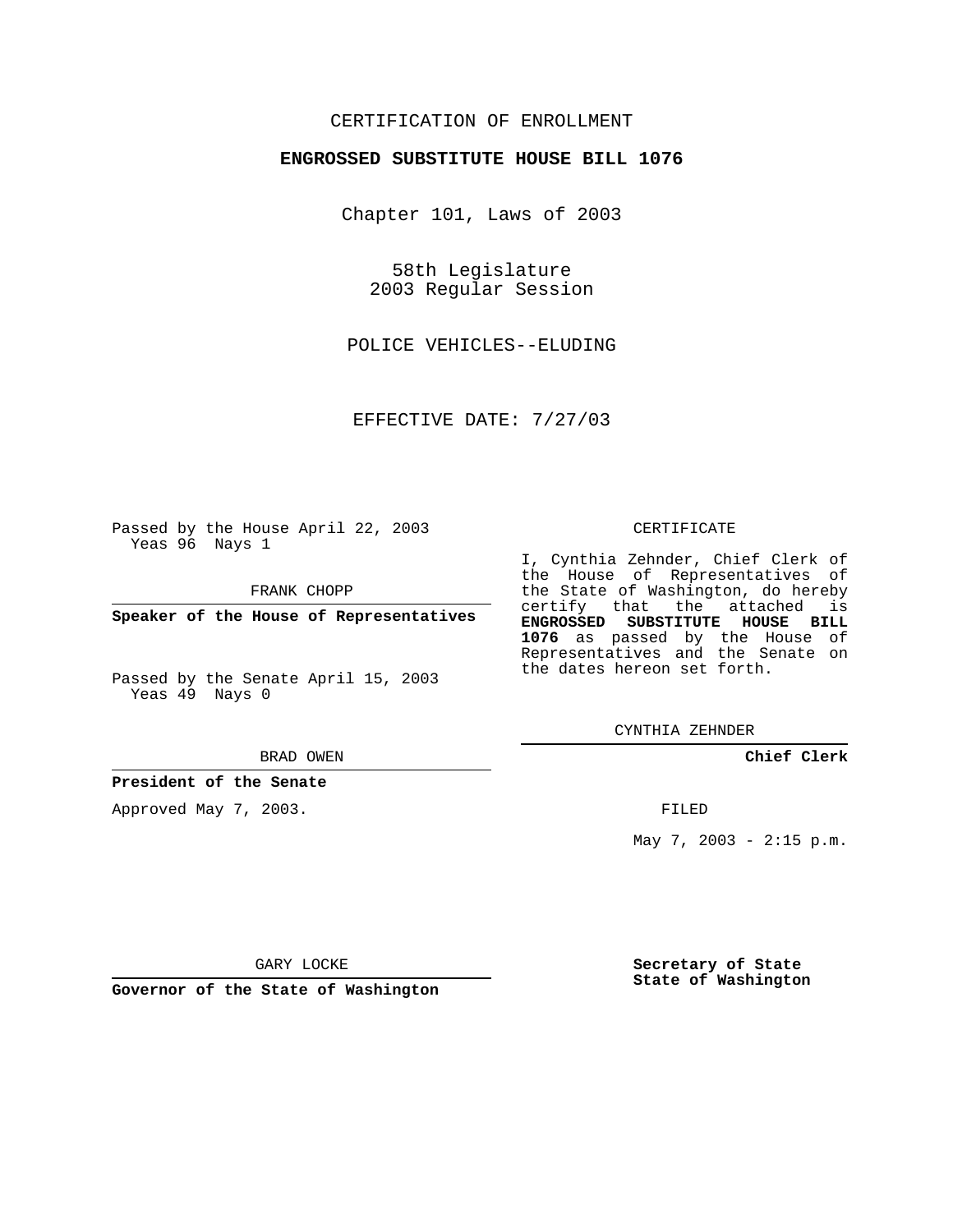CERTIFICATION OF ENROLLMENT

**ENGROSSED SUBSTITUTE HOUSE BILL 1076**

Chapter 101, Laws of 2003

58th Legislature
2003 Regular Session

POLICE VEHICLES--ELUDING

EFFECTIVE DATE: 7/27/03

Passed by the House April 22, 2003
Yeas 96 Nays 1

FRANK CHOPP

**Speaker of the House of Representatives**

Passed by the Senate April 15, 2003
Yeas 49 Nays 0

BRAD OWEN

**President of the Senate**

Approved May 7, 2003.

GARY LOCKE

**Governor of the State of Washington**

CERTIFICATE

I, Cynthia Zehnder, Chief Clerk of the House of Representatives of the State of Washington, do hereby certify that the attached is **ENGROSSED SUBSTITUTE HOUSE BILL 1076** as passed by the House of Representatives and the Senate on the dates hereon set forth.

CYNTHIA ZEHNDER

**Chief Clerk**

FILED

May 7, 2003 - 2:15 p.m.

**Secretary of State**
**State of Washington**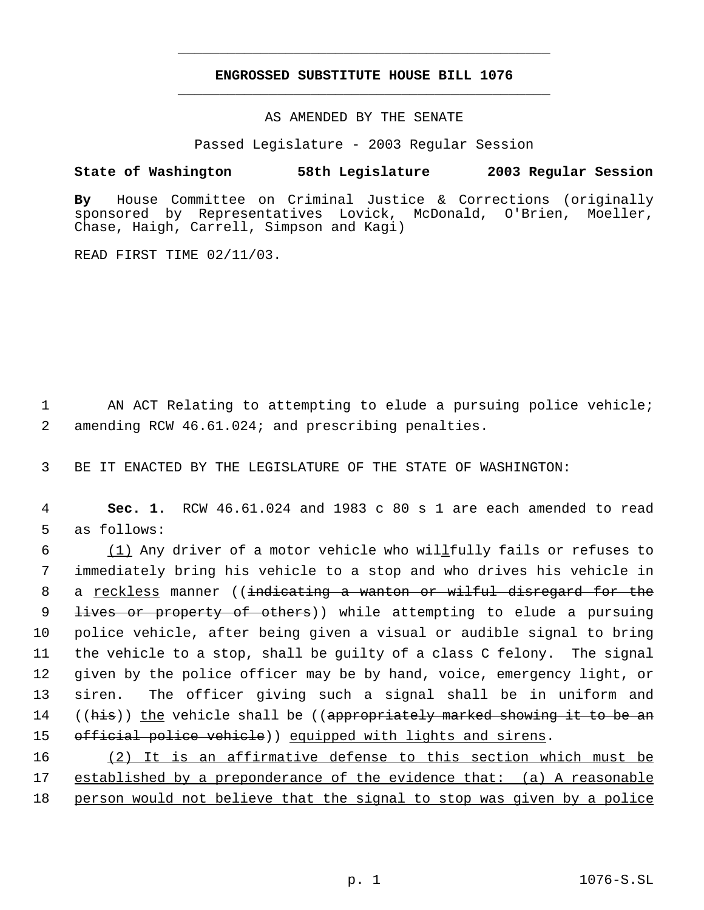# ENGROSSED SUBSTITUTE HOUSE BILL 1076

AS AMENDED BY THE SENATE

Passed Legislature - 2003 Regular Session

**State of Washington 58th Legislature 2003 Regular Session**

**By** House Committee on Criminal Justice & Corrections (originally sponsored by Representatives Lovick, McDonald, O'Brien, Moeller, Chase, Haigh, Carrell, Simpson and Kagi)

READ FIRST TIME 02/11/03.

AN ACT Relating to attempting to elude a pursuing police vehicle; amending RCW 46.61.024; and prescribing penalties.

BE IT ENACTED BY THE LEGISLATURE OF THE STATE OF WASHINGTON:

**Sec. 1.** RCW 46.61.024 and 1983 c 80 s 1 are each amended to read as follows:

(1) Any driver of a motor vehicle who willfully fails or refuses to immediately bring his vehicle to a stop and who drives his vehicle in a reckless manner ((~~indicating a wanton or wilful disregard for the lives or property of others~~)) while attempting to elude a pursuing police vehicle, after being given a visual or audible signal to bring the vehicle to a stop, shall be guilty of a class C felony. The signal given by the police officer may be by hand, voice, emergency light, or siren. The officer giving such a signal shall be in uniform and ((~~his~~)) the vehicle shall be ((~~appropriately marked showing it to be an official police vehicle~~)) equipped with lights and sirens.

(2) It is an affirmative defense to this section which must be established by a preponderance of the evidence that: (a) A reasonable person would not believe that the signal to stop was given by a police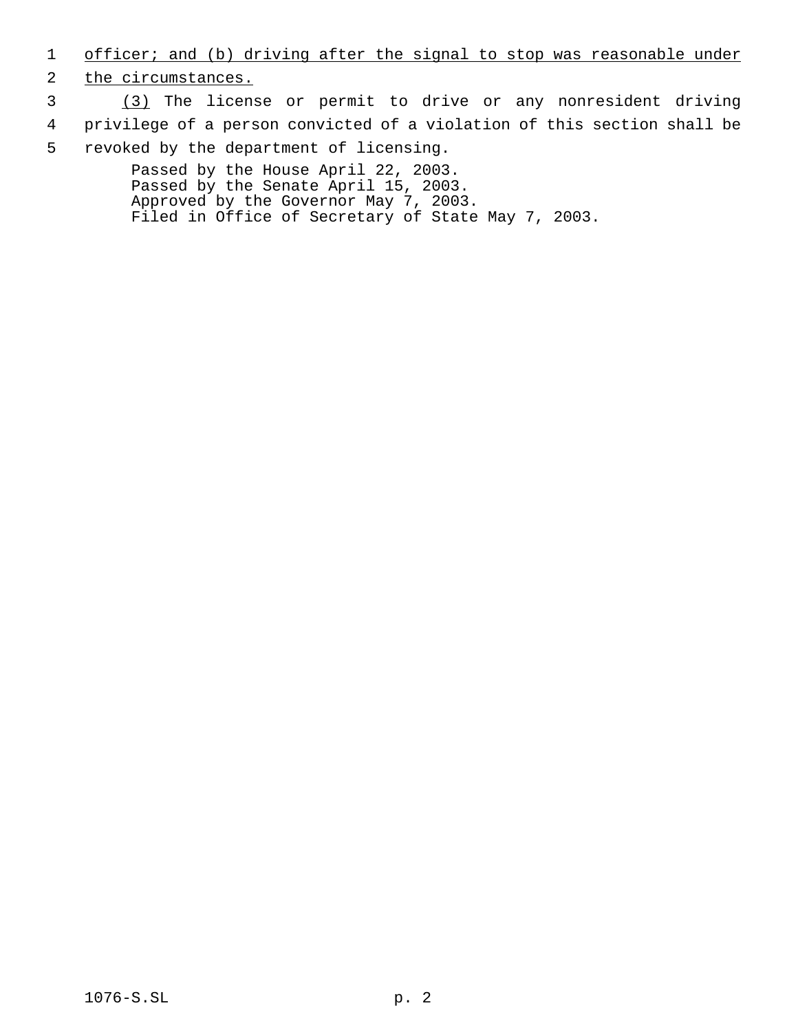officer; and (b) driving after the signal to stop was reasonable under the circumstances.

(3) The license or permit to drive or any nonresident driving privilege of a person convicted of a violation of this section shall be revoked by the department of licensing.

Passed by the House April 22, 2003.
Passed by the Senate April 15, 2003.
Approved by the Governor May 7, 2003.
Filed in Office of Secretary of State May 7, 2003.